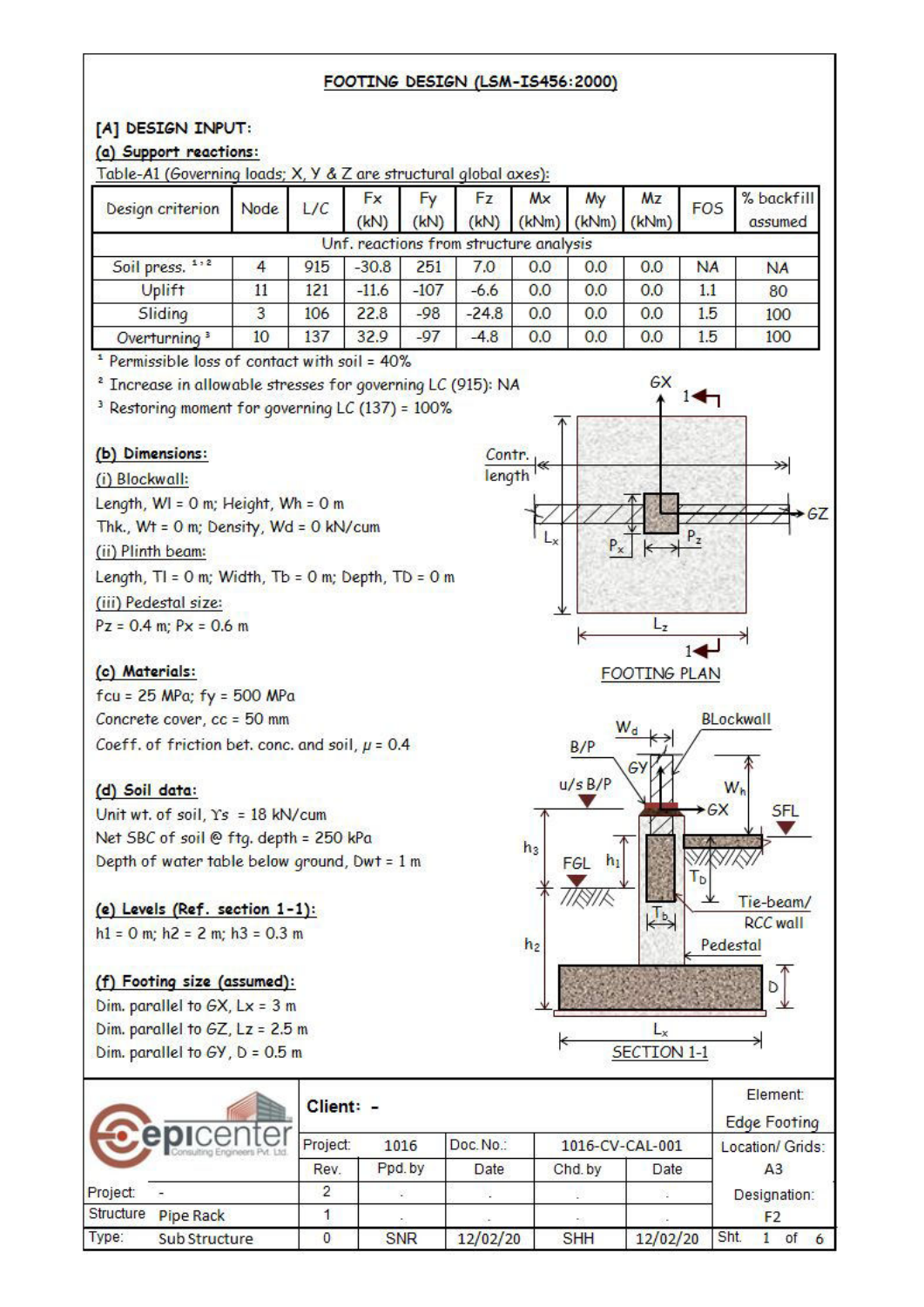# FOOTING DESIGN (LSM-IS456:2000)

## [A] DESIGN INPUT:

### (a) Support reactions:

Table-A1 (Governing loads; X, Y & Z are structural global axes):

| Design criterion | Node | L/C | Fx (kN) | Fy (kN) | Fz (kN) | Mx (kNm) | My (kNm) | Mz (kNm) | FOS | % backfill assumed |
|---|---|---|---|---|---|---|---|---|---|---|
| Unf. reactions from structure analysis | | | | | | | | | | |
| Soil press. [1,2] | 4 | 915 | -30.8 | 251 | 7.0 | 0.0 | 0.0 | 0.0 | NA | NA |
| Uplift | 11 | 121 | -11.6 | -107 | -6.6 | 0.0 | 0.0 | 0.0 | 1.1 | 80 |
| Sliding | 3 | 106 | 22.8 | -98 | -24.8 | 0.0 | 0.0 | 0.0 | 1.5 | 100 |
| Overturning [3] | 10 | 137 | 32.9 | -97 | -4.8 | 0.0 | 0.0 | 0.0 | 1.5 | 100 |

[1] Permissible loss of contact with soil = 40%

[2] Increase in allowable stresses for governing LC (915): NA

[3] Restoring moment for governing LC (137) = 100%

### (b) Dimensions:

(i) Blockwall:

Length, Wl = 0 m; Height, Wh = 0 m

Thk., Wt = 0 m; Density, Wd = 0 kN/cum

(ii) Plinth beam:

Length, Tl = 0 m; Width, Tb = 0 m; Depth, TD = 0 m

(iii) Pedestal size:

Pz = 0.4 m; Px = 0.6 m

### (c) Materials:

fcu = 25 MPa; fy = 500 MPa

Concrete cover, cc = 50 mm

Coeff. of friction bet. conc. and soil, $\mu$ = 0.4

### (d) Soil data:

Unit wt. of soil, $\gamma_s$ = 18 kN/cum

Net SBC of soil @ ftg. depth = 250 kPa

Depth of water table below ground, Dwt = 1 m

### (e) Levels (Ref. section 1-1):

h1 = 0 m; h2 = 2 m; h3 = 0.3 m

### (f) Footing size (assumed):

Dim. parallel to GX, Lx = 3 m

Dim. parallel to GZ, Lz = 2.5 m

Dim. parallel to GY, D = 0.5 m

FOOTING PLAN

SECTION 1-1

| | Client: - | | | | | Element: Edge Footing |
|---|---|---|---|---|---|---|
| | Project: | 1016 | Doc. No.: | 1016-CV-CAL-001 | | Location/ Grids: A3 |
| | Rev. | Ppd. by | Date | Chd. by | Date | Designation: F2 |
| Project: - | 2 | . | . | . | . | |
| Structure: Pipe Rack | 1 | . | . | . | . | |
| Type: Sub Structure | 0 | SNR | 12/02/20 | SHH | 12/02/20 | |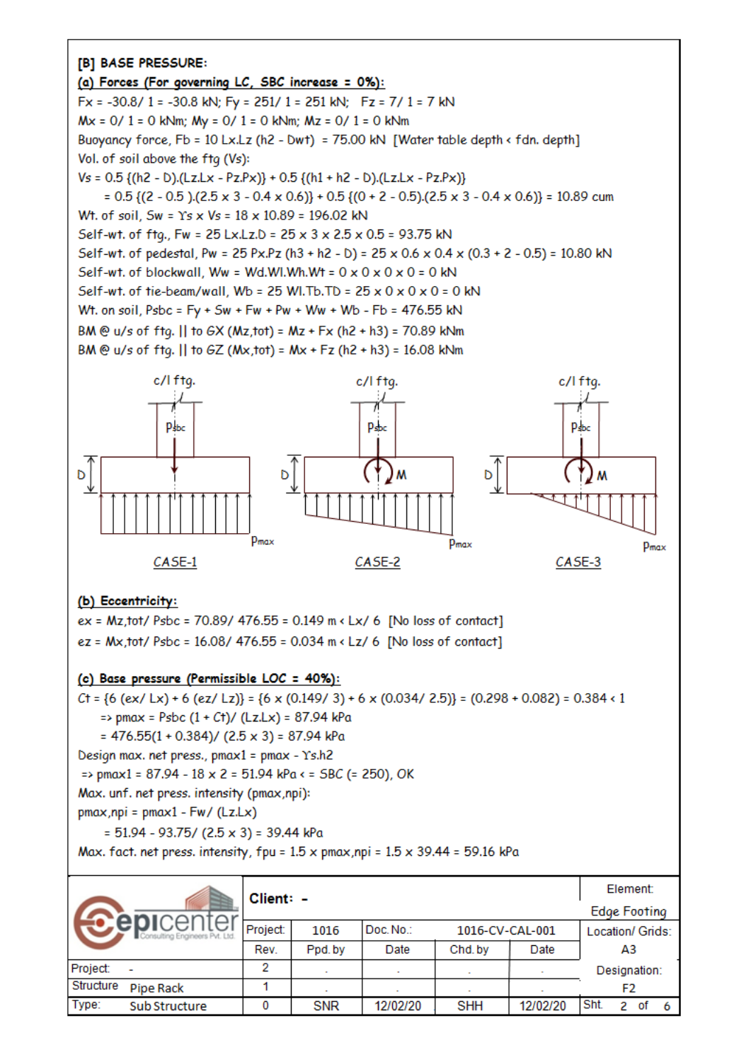## [B] BASE PRESSURE:

### (a) Forces (For governing LC, SBC increase = 0%):

$F_x$ = -30.8/ 1 = -30.8 kN; $F_y$ = 251/ 1 = 251 kN; $F_z$ = 7/ 1 = 7 kN

$M_x$ = 0/ 1 = 0 kNm; $M_y$ = 0/ 1 = 0 kNm; $M_z$ = 0/ 1 = 0 kNm

Buoyancy force, $F_b$ = 10 Lx.Lz (h2 - Dwt) = 75.00 kN [Water table depth < fdn. depth]

Vol. of soil above the ftg ($V_s$):

$V_s$ = 0.5 {(h2 - D).(Lz.Lx - Pz.Px)} + 0.5 {(h1 + h2 - D).(Lz.Lx - Pz.Px)}

= 0.5 {(2 - 0.5 ).(2.5 x 3 - 0.4 x 0.6)} + 0.5 {(0 + 2 - 0.5).(2.5 x 3 - 0.4 x 0.6)} = 10.89 cum

Wt. of soil, $S_w$ = $\Upsilon_s$ x $V_s$ = 18 x 10.89 = 196.02 kN

Self-wt. of ftg., $F_w$ = 25 Lx.Lz.D = 25 x 3 x 2.5 x 0.5 = 93.75 kN

Self-wt. of pedestal, $P_w$ = 25 Px.Pz (h3 + h2 - D) = 25 x 0.6 x 0.4 x (0.3 + 2 - 0.5) = 10.80 kN

Self-wt. of blockwall, $W_w$ = Wd.Wl.Wh.Wt = 0 x 0 x 0 x 0 = 0 kN

Self-wt. of tie-beam/wall, $W_b$ = 25 Wl.Tb.TD = 25 x 0 x 0 x 0 = 0 kN

Wt. on soil, $P_{sbc}$ = Fy + Sw + Fw + Pw + Ww + Wb - Fb = 476.55 kN

BM @ u/s of ftg. || to GX ($M_{z,tot}$) = Mz + Fx (h2 + h3) = 70.89 kNm

BM @ u/s of ftg. || to GZ ($M_{x,tot}$) = Mx + Fz (h2 + h3) = 16.08 kNm

CASE-1 CASE-2 CASE-3

### (b) Eccentricity:

ex = Mz,tot/ Psbc = 70.89/ 476.55 = 0.149 m < Lx/ 6 [No loss of contact]

ez = Mx,tot/ Psbc = 16.08/ 476.55 = 0.034 m < Lz/ 6 [No loss of contact]

### (c) Base pressure (Permissible LOC = 40%):

Ct = {6 (ex/ Lx) + 6 (ez/ Lz)} = {6 x (0.149/ 3) + 6 x (0.034/ 2.5)} = (0.298 + 0.082) = 0.384 < 1

=> pmax = Psbc (1 + Ct)/ (Lz.Lx) = 87.94 kPa

= 476.55(1 + 0.384)/ (2.5 x 3) = 87.94 kPa

Design max. net press., pmax1 = pmax - $\Upsilon_s$.h2

=> pmax1 = 87.94 - 18 x 2 = 51.94 kPa < = SBC (= 250), OK

Max. unf. net press. intensity (pmax,npi):

pmax,npi = pmax1 - Fw/ (Lz.Lx)

= 51.94 - 93.75/ (2.5 x 3) = 39.44 kPa

Max. fact. net press. intensity, fpu = 1.5 x pmax,npi = 1.5 x 39.44 = 59.16 kPa

| | Client: - | | | | Element: Edge Footing |
|---|---|---|---|---|---|
| epicenter Consulting Engineers Pvt. Ltd. | Project: 1016 | Doc. No.: 1016-CV-CAL-001 | | | Location/ Grids: A3 |
| | Rev. | Ppd. by | Date | Chd. by | Date |
| Project: - | 2 | - | - | - | - |
| Structure: Pipe Rack | 1 | - | - | - | - |
| Type: Sub Structure | 0 | SNR | 12/02/20 | SHH | 12/02/20 |

Designation: F2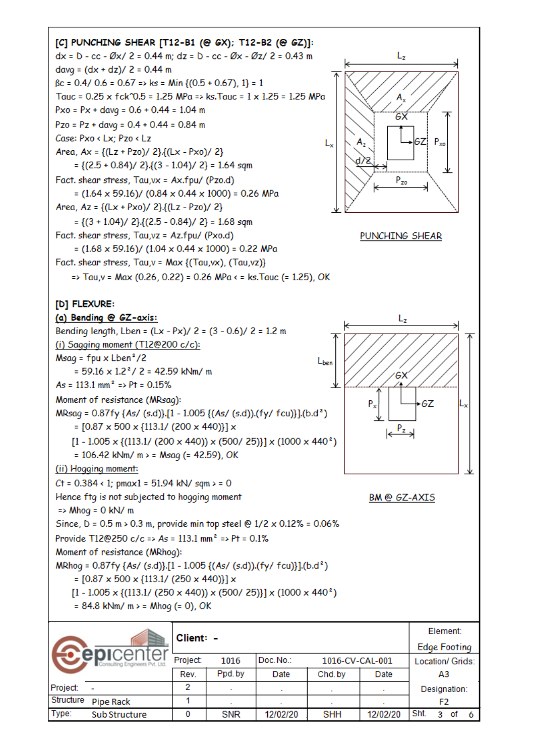**[C] PUNCHING SHEAR [T12-B1 (@ GX); T12-B2 (@ GZ)]:**

$dx = D - cc - Øx/ 2 = 0.44$ m; $dz = D - cc - Øx - Øz/ 2 = 0.43$ m

$davg = (dx + dz)/ 2 = 0.44$ m

$βc = 0.4/ 0.6 = 0.67 \Rightarrow ks = Min \{(0.5 + 0.67), 1\} = 1$

$Tauc = 0.25 \times fck^{0.5} = 1.25$ MPa $\Rightarrow ks.Tauc = 1 \times 1.25 = 1.25$ MPa

$Pxo = Px + davg = 0.6 + 0.44 = 1.04$ m

$Pzo = Pz + davg = 0.4 + 0.44 = 0.84$ m

*Case:* $Pxo < Lx$; $Pzo < Lz$

Area, $Ax = \{(Lz + Pzo)/ 2\}.\{(Lx - Pxo)/ 2\}$

$= \{(2.5 + 0.84)/ 2\}.\{(3 - 1.04)/ 2\} = 1.64$ sqm

Fact. shear stress, $Tau,vx = Ax.fpu/ (Pzo.d)$

$= (1.64 \times 59.16)/ (0.84 \times 0.44 \times 1000) = 0.26$ MPa

Area, $Az = \{(Lx + Pxo)/ 2\}.\{(Lz - Pzo)/ 2\}$

$= \{(3 + 1.04)/ 2\}.\{(2.5 - 0.84)/ 2\} = 1.68$ sqm

Fact. shear stress, $Tau,vz = Az.fpu/ (Pxo.d)$

$= (1.68 \times 59.16)/ (1.04 \times 0.44 \times 1000) = 0.22$ MPa

Fact. shear stress, $Tau,v = Max \{(Tau,vx), (Tau,vz)\}$

$\Rightarrow Tau,v = Max (0.26, 0.22) = 0.26$ MPa $<= ks.Tauc$ (= 1.25), OK

PUNCHING SHEAR

**[D] FLEXURE:**

***(a) Bending @ GZ-axis:***

Bending length, $Lben = (Lx - Px)/ 2 = (3 - 0.6)/ 2 = 1.2$ m

(i) Sagging moment (T12@200 c/c):

$Msag = fpu \times Lben^2/2$

$= 59.16 \times 1.2^2/ 2 = 42.59$ kNm/ m

$As = 113.1$ mm² $\Rightarrow Pt = 0.15\%$

Moment of resistance (MRsag):

$MRsag = 0.87fy \{As/ (s.d)\}.[1 - 1.005 \{(As/ (s.d)).(fy/ fcu)\}].(b.d^2)$

$= [0.87 \times 500 \times \{113.1/ (200 \times 440)\}] \times$

$[1 - 1.005 \times \{(113.1/ (200 \times 440)) \times (500/ 25)\}] \times (1000 \times 440^2)$

$= 106.42$ kNm/ m $>= Msag$ (= 42.59), OK

(ii) Hogging moment:

$Ct = 0.384 < 1$; $pmax1 = 51.94$ kN/ sqm $>= 0$

Hence ftg is not subjected to hogging moment

$\Rightarrow Mhog = 0$ kN/ m

Since, $D = 0.5$ m $> 0.3$ m, provide min top steel @ $1/2 \times 0.12\% = 0.06\%$

Provide T12@250 c/c $\Rightarrow As = 113.1$ mm² $\Rightarrow Pt = 0.1\%$

Moment of resistance (MRhog):

$MRhog = 0.87fy \{As/ (s.d)\}.[1 - 1.005 \{(As/ (s.d)).(fy/ fcu)\}].(b.d^2)$

$= [0.87 \times 500 \times \{113.1/ (250 \times 440)\}] \times$

$[1 - 1.005 \times \{(113.1/ (250 \times 440)) \times (500/ 25)\}] \times (1000 \times 440^2)$

$= 84.8$ kNm/ m $>= Mhog$ (= 0), OK

BM @ GZ-AXIS

| epicenter Consulting Engineers Pvt. Ltd. | | Client: - | | | | | Element: Edge Footing |
|---|---|---|---|---|---|---|---|
| | | Project: | 1016 | Doc. No.: | 1016-CV-CAL-001 | | Location/ Grids: |
| | | Rev. | Ppd. by | Date | Chd. by | Date | A3 |
| Project: | - | 2 | - | - | - | - | Designation: |
| Structure | Pipe Rack | 1 | - | - | - | - | F2 |
| Type: | Sub Structure | 0 | SNR | 12/02/20 | SHH | 12/02/20 | Sht. 3 of 6 |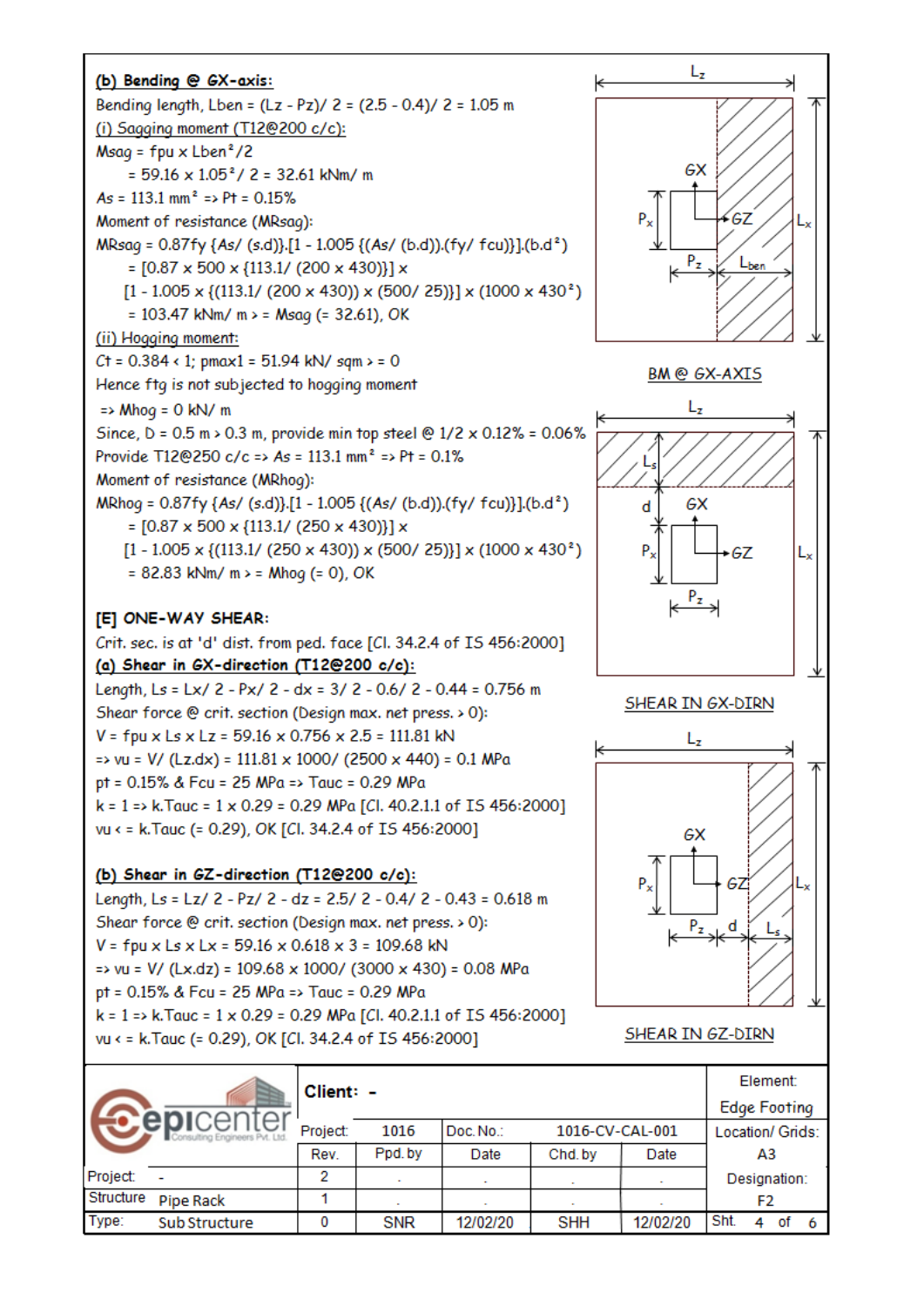**(b) Bending @ GX-axis:**

Bending length, Lben = (Lz - Pz)/ 2 = (2.5 - 0.4)/ 2 = 1.05 m

<u>(i) Sagging moment (T12@200 c/c):</u>

Msag = fpu x Lben²/2

= 59.16 x 1.05²/ 2 = 32.61 kNm/ m

As = 113.1 mm² => Pt = 0.15%

Moment of resistance (MRsag):

MRsag = 0.87fy {As/ (s.d)}.[1 - 1.005 {(As/ (b.d)).(fy/ fcu)}].(b.d²)

= [0.87 x 500 x {113.1/ (200 x 430)}] x

[1 - 1.005 x {(113.1/ (200 x 430)) x (500/ 25)}] x (1000 x 430²)

= 103.47 kNm/ m > = Msag (= 32.61), OK

<u>(ii) Hogging moment:</u>

Ct = 0.384 < 1; pmax1 = 51.94 kN/ sqm > = 0

Hence ftg is not subjected to hogging moment

=> Mhog = 0 kN/ m

Since, D = 0.5 m > 0.3 m, provide min top steel @ 1/2 x 0.12% = 0.06%

Provide T12@250 c/c => As = 113.1 mm² => Pt = 0.1%

Moment of resistance (MRhog):

MRhog = 0.87fy {As/ (s.d)}.[1 - 1.005 {(As/ (b.d)).(fy/ fcu)}].(b.d²)

= [0.87 x 500 x {113.1/ (250 x 430)}] x

[1 - 1.005 x {(113.1/ (250 x 430)) x (500/ 25)}] x (1000 x 430²)

= 82.83 kNm/ m > = Mhog (= 0), OK

**[E] ONE-WAY SHEAR:**

Crit. sec. is at 'd' dist. from ped. face [Cl. 34.2.4 of IS 456:2000]

**<u>(a) Shear in GX-direction (T12@200 c/c):</u>**

Length, Ls = Lx/ 2 - Px/ 2 - dx = 3/ 2 - 0.6/ 2 - 0.44 = 0.756 m

Shear force @ crit. section (Design max. net press. > 0):

V = fpu x Ls x Lz = 59.16 x 0.756 x 2.5 = 111.81 kN

=> vu = V/ (Lz.dx) = 111.81 x 1000/ (2500 x 440) = 0.1 MPa

pt = 0.15% & Fcu = 25 MPa => Tauc = 0.29 MPa

k = 1 => k.Tauc = 1 x 0.29 = 0.29 MPa [Cl. 40.2.1.1 of IS 456:2000]

vu < = k.Tauc (= 0.29), OK [Cl. 34.2.4 of IS 456:2000]

**<u>(b) Shear in GZ-direction (T12@200 c/c):</u>**

Length, Ls = Lz/ 2 - Pz/ 2 - dz = 2.5/ 2 - 0.4/ 2 - 0.43 = 0.618 m

Shear force @ crit. section (Design max. net press. > 0):

V = fpu x Ls x Lx = 59.16 x 0.618 x 3 = 109.68 kN

=> vu = V/ (Lx.dz) = 109.68 x 1000/ (3000 x 430) = 0.08 MPa

pt = 0.15% & Fcu = 25 MPa => Tauc = 0.29 MPa

k = 1 => k.Tauc = 1 x 0.29 = 0.29 MPa [Cl. 40.2.1.1 of IS 456:2000]

vu < = k.Tauc (= 0.29), OK [Cl. 34.2.4 of IS 456:2000]

BM @ GX-AXIS

SHEAR IN GX-DIRN

SHEAR IN GZ-DIRN

| | Client: - | | | | | Element: Edge Footing |
|---|---|---|---|---|---|---|
| | Project: 1016 | | Doc. No.: 1016-CV-CAL-001 | | | Location/ Grids: A3 |
| | Rev. | Ppd. by | Date | Chd. by | Date | |
| Project: - | 2 | . | . | . | . | Designation: F2 |
| Structure: Pipe Rack | 1 | . | . | . | . | |
| Type: Sub Structure | 0 | SNR | 12/02/20 | SHH | 12/02/20 | Sht. 4 of 6 |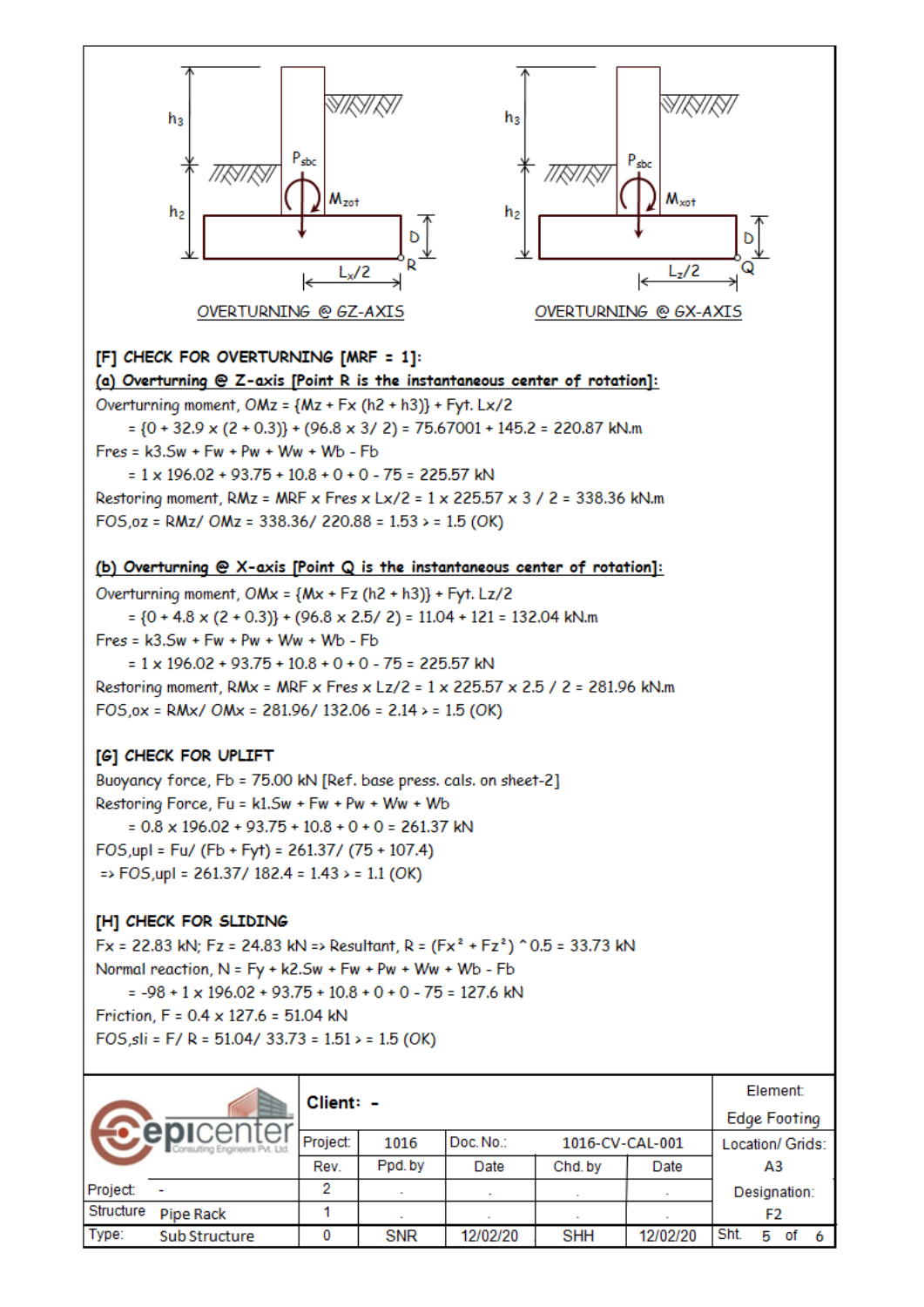OVERTURNING @ GZ-AXIS

OVERTURNING @ GX-AXIS

**[F] CHECK FOR OVERTURNING [MRF = 1]:**

**(a) Overturning @ Z-axis [Point R is the instantaneous center of rotation]:**

Overturning moment, OMz = {Mz + Fx (h2 + h3)} + Fyt. Lx/2

= {0 + 32.9 x (2 + 0.3)} + (96.8 x 3/ 2) = 75.67001 + 145.2 = 220.87 kN.m

Fres = k3.Sw + Fw + Pw + Ww + Wb - Fb

= 1 x 196.02 + 93.75 + 10.8 + 0 + 0 - 75 = 225.57 kN

Restoring moment, RMz = MRF x Fres x Lx/2 = 1 x 225.57 x 3 / 2 = 338.36 kN.m

FOS,oz = RMz/ OMz = 338.36/ 220.88 = 1.53 > = 1.5 (OK)

**(b) Overturning @ X-axis [Point Q is the instantaneous center of rotation]:**

Overturning moment, OMx = {Mx + Fz (h2 + h3)} + Fyt. Lz/2

= {0 + 4.8 x (2 + 0.3)} + (96.8 x 2.5/ 2) = 11.04 + 121 = 132.04 kN.m

Fres = k3.Sw + Fw + Pw + Ww + Wb - Fb

= 1 x 196.02 + 93.75 + 10.8 + 0 + 0 - 75 = 225.57 kN

Restoring moment, RMx = MRF x Fres x Lz/2 = 1 x 225.57 x 2.5 / 2 = 281.96 kN.m

FOS,ox = RMx/ OMx = 281.96/ 132.06 = 2.14 > = 1.5 (OK)

**[G] CHECK FOR UPLIFT**

Buoyancy force, Fb = 75.00 kN [Ref. base press. cals. on sheet-2]

Restoring Force, Fu = k1.Sw + Fw + Pw + Ww + Wb

= 0.8 x 196.02 + 93.75 + 10.8 + 0 + 0 = 261.37 kN

FOS,upl = Fu/ (Fb + Fyt) = 261.37/ (75 + 107.4)

=> FOS,upl = 261.37/ 182.4 = 1.43 > = 1.1 (OK)

**[H] CHECK FOR SLIDING**

Fx = 22.83 kN; Fz = 24.83 kN => Resultant, R = $(Fx^2 + Fz^2)$ ^0.5 = 33.73 kN

Normal reaction, N = Fy + k2.Sw + Fw + Pw + Ww + Wb - Fb

= -98 + 1 x 196.02 + 93.75 + 10.8 + 0 + 0 - 75 = 127.6 kN

Friction, F = 0.4 x 127.6 = 51.04 kN

FOS,sli = F/ R = 51.04/ 33.73 = 1.51 > = 1.5 (OK)

| epicenter Consulting Engineers Pvt. Ltd. | Client: - | | | | Element: Edge Footing |
|---|---|---|---|---|---|
| | Project: | 1016 | Doc. No.: | 1016-CV-CAL-001 | Location/ Grids: |
| | Rev. | Ppd. by | Date | Chd. by | Date | A3 |
| Project: - | 2 | . | . | . | . | Designation: |
| Structure: Pipe Rack | 1 | . | . | . | . | F2 |
| Type: Sub Structure | 0 | SNR | 12/02/20 | SHH | 12/02/20 | |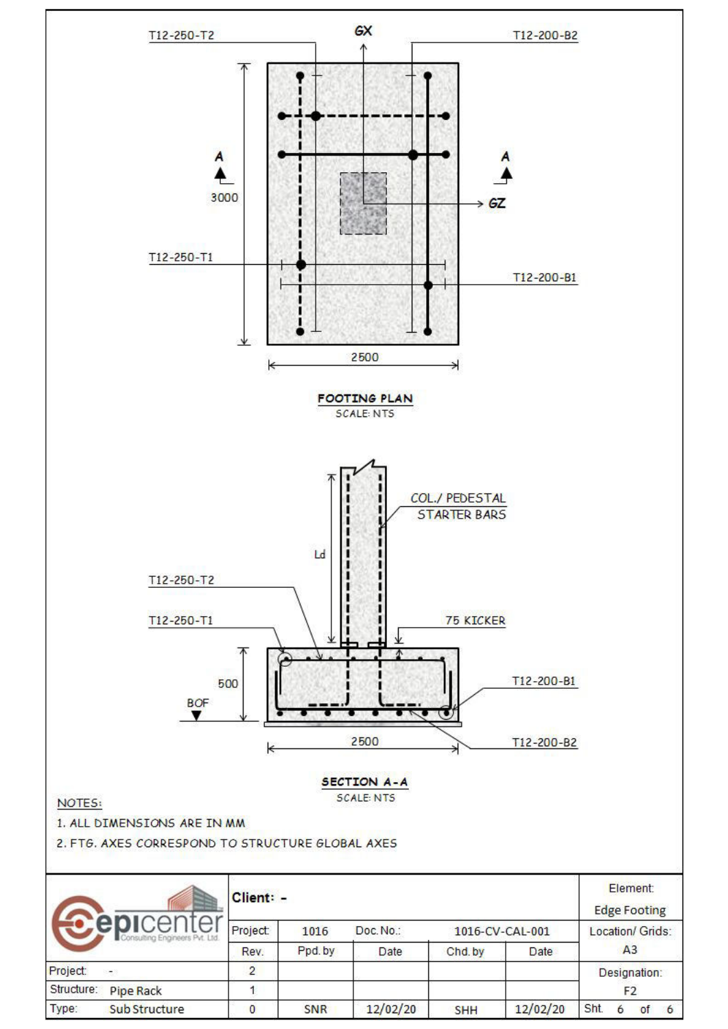T12-250-T2

GX

T12-200-B2

A

3000

A

GZ

T12-250-T1

T12-200-B1

2500

**FOOTING PLAN**

SCALE: NTS

COL./ PEDESTAL STARTER BARS

Ld

T12-250-T2

T12-250-T1

75 KICKER

500

BOF

T12-200-B1

2500

T12-200-B2

**SECTION A-A**

SCALE: NTS

NOTES:

1. ALL DIMENSIONS ARE IN MM
2. FTG. AXES CORRESPOND TO STRUCTURE GLOBAL AXES

| epicenter Consulting Engineers Pvt. Ltd. | Client: - | | | | | Element: Edge Footing |
|---|---|---|---|---|---|---|
| | Project: | 1016 | Doc. No.: | 1016-CV-CAL-001 | | Location/ Grids: A3 |
| | Rev. | Ppd. by | Date | Chd. by | Date | |
| Project: - | 2 | | | | | Designation: F2 |
| Structure: Pipe Rack | 1 | | | | | |
| Type: Sub Structure | 0 | SNR | 12/02/20 | SHH | 12/02/20 | Sht. 6 of 6 |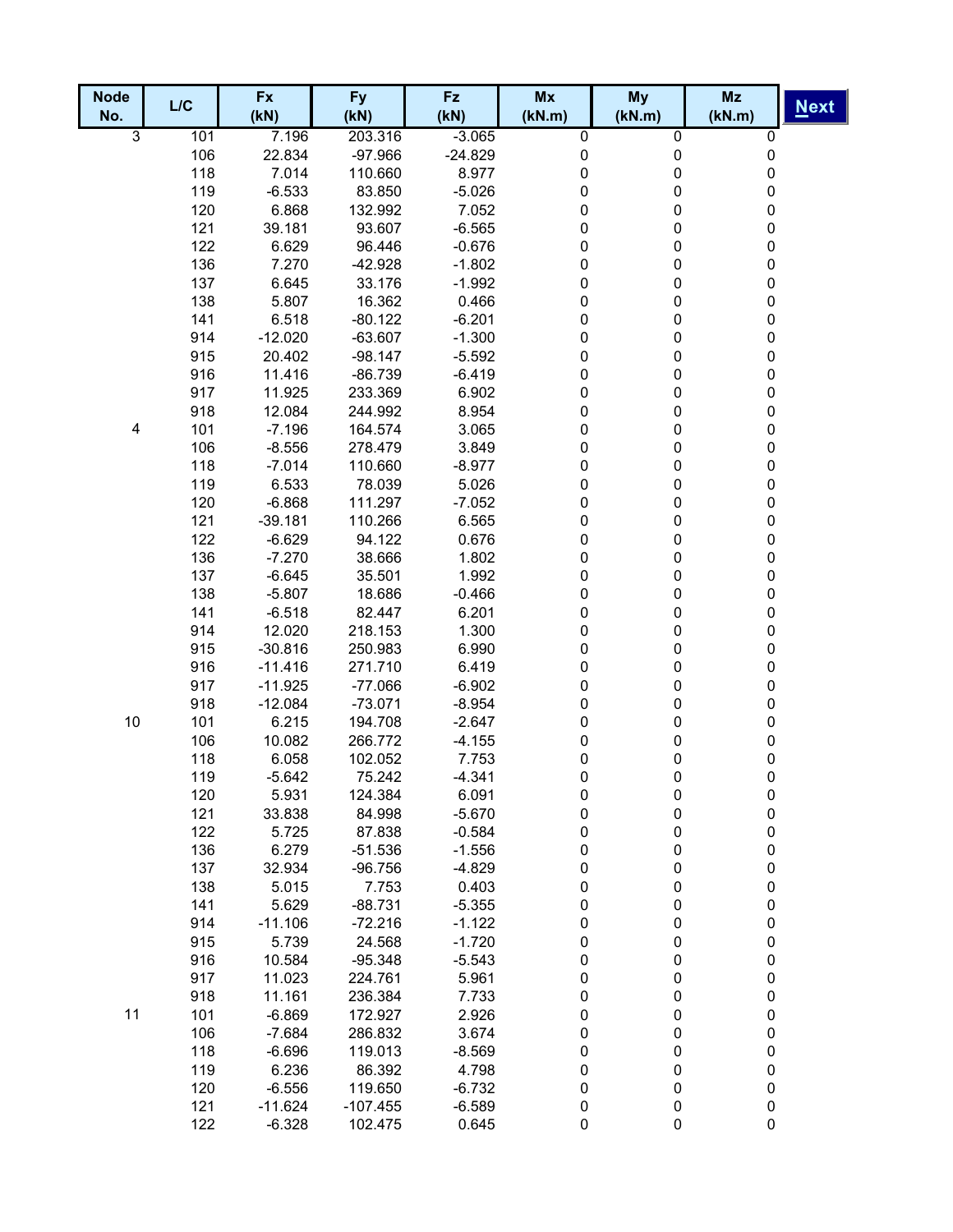| Node No. | L/C | Fx (kN) | Fy (kN) | Fz (kN) | Mx (kN.m) | My (kN.m) | Mz (kN.m) |
|---|---|---|---|---|---|---|---|
| 3 | 101 | 7.196 | 203.316 | -3.065 | 0 | 0 | 0 |
| | 106 | 22.834 | -97.966 | -24.829 | 0 | 0 | 0 |
| | 118 | 7.014 | 110.660 | 8.977 | 0 | 0 | 0 |
| | 119 | -6.533 | 83.850 | -5.026 | 0 | 0 | 0 |
| | 120 | 6.868 | 132.992 | 7.052 | 0 | 0 | 0 |
| | 121 | 39.181 | 93.607 | -6.565 | 0 | 0 | 0 |
| | 122 | 6.629 | 96.446 | -0.676 | 0 | 0 | 0 |
| | 136 | 7.270 | -42.928 | -1.802 | 0 | 0 | 0 |
| | 137 | 6.645 | 33.176 | -1.992 | 0 | 0 | 0 |
| | 138 | 5.807 | 16.362 | 0.466 | 0 | 0 | 0 |
| | 141 | 6.518 | -80.122 | -6.201 | 0 | 0 | 0 |
| | 914 | -12.020 | -63.607 | -1.300 | 0 | 0 | 0 |
| | 915 | 20.402 | -98.147 | -5.592 | 0 | 0 | 0 |
| | 916 | 11.416 | -86.739 | -6.419 | 0 | 0 | 0 |
| | 917 | 11.925 | 233.369 | 6.902 | 0 | 0 | 0 |
| | 918 | 12.084 | 244.992 | 8.954 | 0 | 0 | 0 |
| 4 | 101 | -7.196 | 164.574 | 3.065 | 0 | 0 | 0 |
| | 106 | -8.556 | 278.479 | 3.849 | 0 | 0 | 0 |
| | 118 | -7.014 | 110.660 | -8.977 | 0 | 0 | 0 |
| | 119 | 6.533 | 78.039 | 5.026 | 0 | 0 | 0 |
| | 120 | -6.868 | 111.297 | -7.052 | 0 | 0 | 0 |
| | 121 | -39.181 | 110.266 | 6.565 | 0 | 0 | 0 |
| | 122 | -6.629 | 94.122 | 0.676 | 0 | 0 | 0 |
| | 136 | -7.270 | 38.666 | 1.802 | 0 | 0 | 0 |
| | 137 | -6.645 | 35.501 | 1.992 | 0 | 0 | 0 |
| | 138 | -5.807 | 18.686 | -0.466 | 0 | 0 | 0 |
| | 141 | -6.518 | 82.447 | 6.201 | 0 | 0 | 0 |
| | 914 | 12.020 | 218.153 | 1.300 | 0 | 0 | 0 |
| | 915 | -30.816 | 250.983 | 6.990 | 0 | 0 | 0 |
| | 916 | -11.416 | 271.710 | 6.419 | 0 | 0 | 0 |
| | 917 | -11.925 | -77.066 | -6.902 | 0 | 0 | 0 |
| | 918 | -12.084 | -73.071 | -8.954 | 0 | 0 | 0 |
| 10 | 101 | 6.215 | 194.708 | -2.647 | 0 | 0 | 0 |
| | 106 | 10.082 | 266.772 | -4.155 | 0 | 0 | 0 |
| | 118 | 6.058 | 102.052 | 7.753 | 0 | 0 | 0 |
| | 119 | -5.642 | 75.242 | -4.341 | 0 | 0 | 0 |
| | 120 | 5.931 | 124.384 | 6.091 | 0 | 0 | 0 |
| | 121 | 33.838 | 84.998 | -5.670 | 0 | 0 | 0 |
| | 122 | 5.725 | 87.838 | -0.584 | 0 | 0 | 0 |
| | 136 | 6.279 | -51.536 | -1.556 | 0 | 0 | 0 |
| | 137 | 32.934 | -96.756 | -4.829 | 0 | 0 | 0 |
| | 138 | 5.015 | 7.753 | 0.403 | 0 | 0 | 0 |
| | 141 | 5.629 | -88.731 | -5.355 | 0 | 0 | 0 |
| | 914 | -11.106 | -72.216 | -1.122 | 0 | 0 | 0 |
| | 915 | 5.739 | 24.568 | -1.720 | 0 | 0 | 0 |
| | 916 | 10.584 | -95.348 | -5.543 | 0 | 0 | 0 |
| | 917 | 11.023 | 224.761 | 5.961 | 0 | 0 | 0 |
| | 918 | 11.161 | 236.384 | 7.733 | 0 | 0 | 0 |
| 11 | 101 | -6.869 | 172.927 | 2.926 | 0 | 0 | 0 |
| | 106 | -7.684 | 286.832 | 3.674 | 0 | 0 | 0 |
| | 118 | -6.696 | 119.013 | -8.569 | 0 | 0 | 0 |
| | 119 | 6.236 | 86.392 | 4.798 | 0 | 0 | 0 |
| | 120 | -6.556 | 119.650 | -6.732 | 0 | 0 | 0 |
| | 121 | -11.624 | -107.455 | -6.589 | 0 | 0 | 0 |
| | 122 | -6.328 | 102.475 | 0.645 | 0 | 0 | 0 |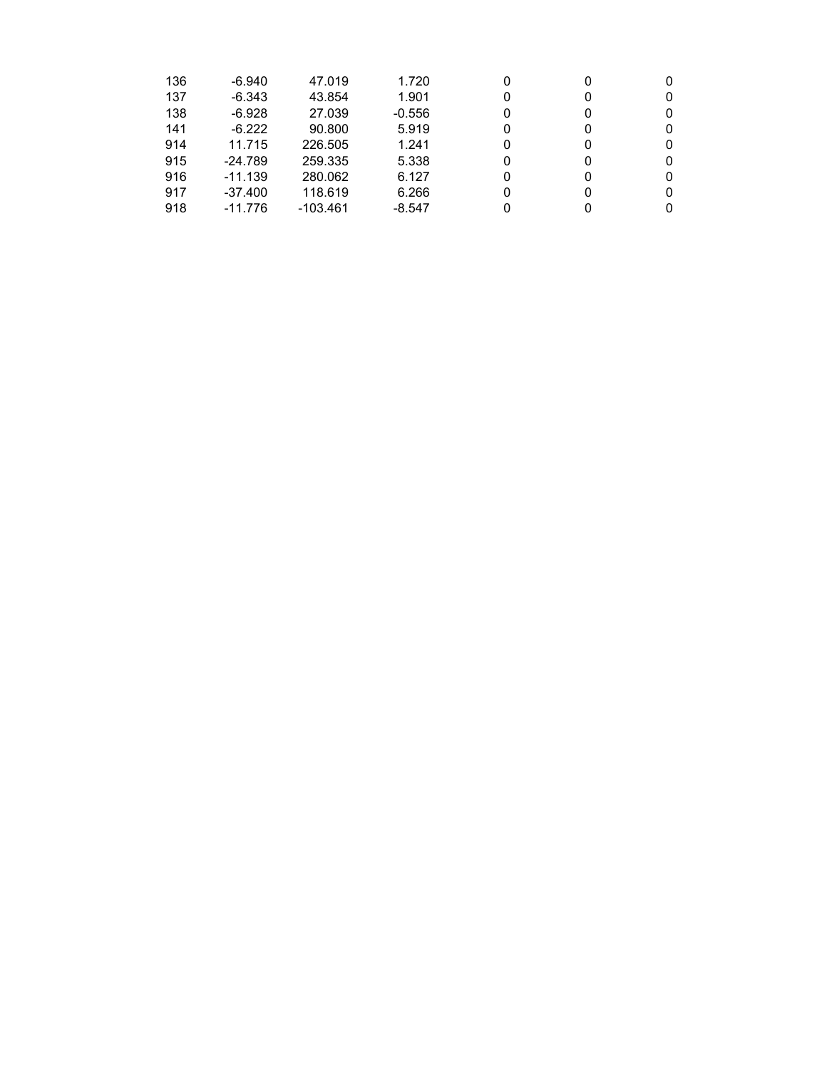| | | | | | | |
|---|---|---|---|---|---|---|
| 136 | -6.940 | 47.019 | 1.720 | 0 | 0 | 0 |
| 137 | -6.343 | 43.854 | 1.901 | 0 | 0 | 0 |
| 138 | -6.928 | 27.039 | -0.556 | 0 | 0 | 0 |
| 141 | -6.222 | 90.800 | 5.919 | 0 | 0 | 0 |
| 914 | 11.715 | 226.505 | 1.241 | 0 | 0 | 0 |
| 915 | -24.789 | 259.335 | 5.338 | 0 | 0 | 0 |
| 916 | -11.139 | 280.062 | 6.127 | 0 | 0 | 0 |
| 917 | -37.400 | 118.619 | 6.266 | 0 | 0 | 0 |
| 918 | -11.776 | -103.461 | -8.547 | 0 | 0 | 0 |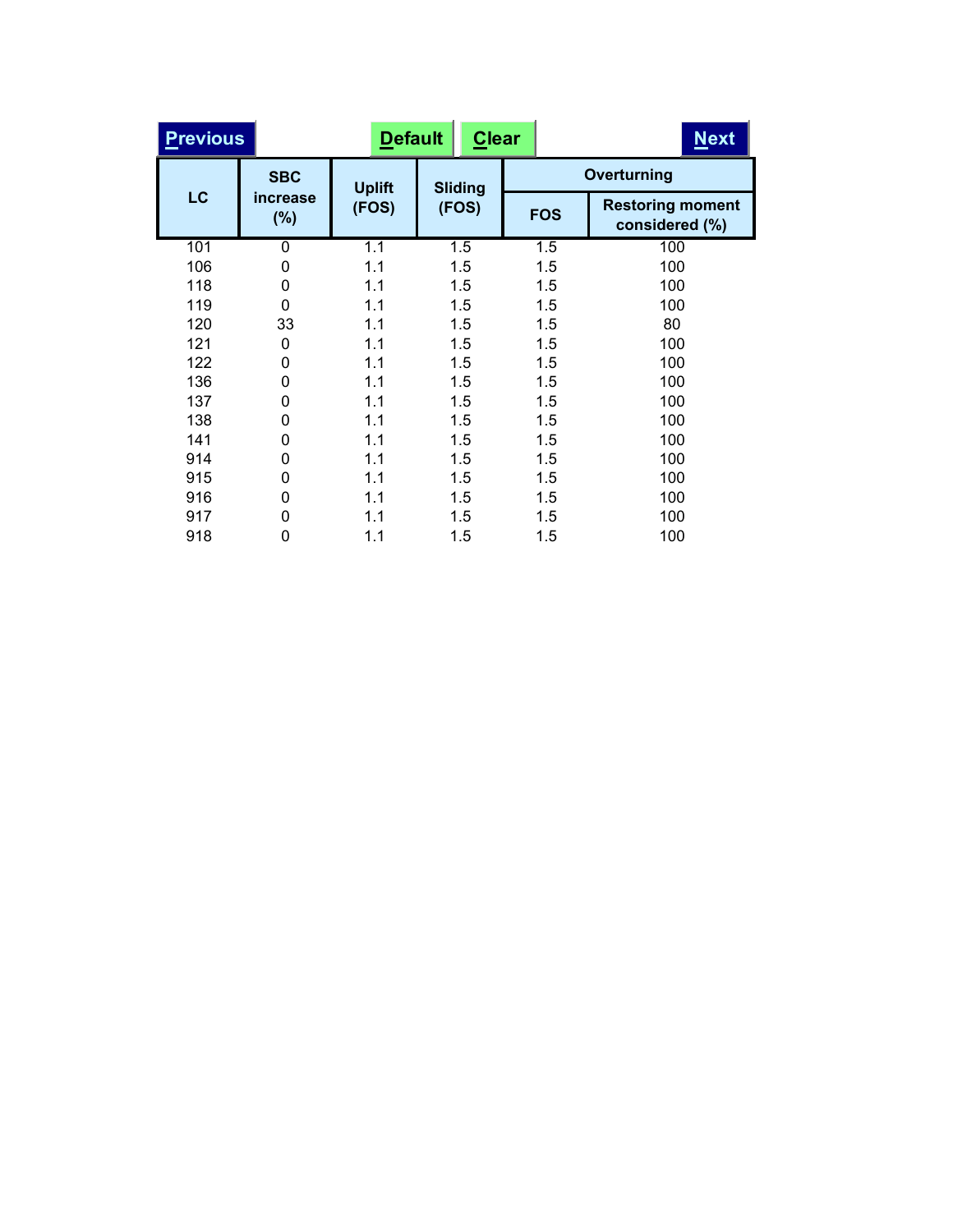Previous | Default | Clear | Next

| LC | SBC increase (%) | Uplift (FOS) | Sliding (FOS) | Overturning | |
|---|---|---|---|---|---|
| | | | | FOS | Restoring moment considered (%) |
| 101 | 0 | 1.1 | 1.5 | 1.5 | 100 |
| 106 | 0 | 1.1 | 1.5 | 1.5 | 100 |
| 118 | 0 | 1.1 | 1.5 | 1.5 | 100 |
| 119 | 0 | 1.1 | 1.5 | 1.5 | 100 |
| 120 | 33 | 1.1 | 1.5 | 1.5 | 80 |
| 121 | 0 | 1.1 | 1.5 | 1.5 | 100 |
| 122 | 0 | 1.1 | 1.5 | 1.5 | 100 |
| 136 | 0 | 1.1 | 1.5 | 1.5 | 100 |
| 137 | 0 | 1.1 | 1.5 | 1.5 | 100 |
| 138 | 0 | 1.1 | 1.5 | 1.5 | 100 |
| 141 | 0 | 1.1 | 1.5 | 1.5 | 100 |
| 914 | 0 | 1.1 | 1.5 | 1.5 | 100 |
| 915 | 0 | 1.1 | 1.5 | 1.5 | 100 |
| 916 | 0 | 1.1 | 1.5 | 1.5 | 100 |
| 917 | 0 | 1.1 | 1.5 | 1.5 | 100 |
| 918 | 0 | 1.1 | 1.5 | 1.5 | 100 |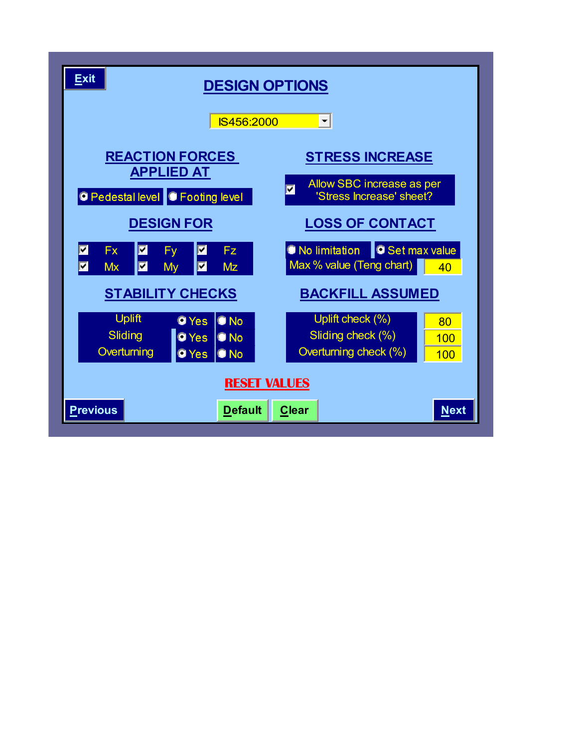Exit

# DESIGN OPTIONS

IS456:2000

## REACTION FORCES APPLIED AT

- (•) Pedestal level
- ( ) Footing level

## STRESS INCREASE

- [x] Allow SBC increase as per 'Stress Increase' sheet?

## DESIGN FOR

| | | | | | |
|---|---|---|---|---|---|
| [x] | Fx | [x] | Fy | [x] | Fz |
| [x] | Mx | [x] | My | [x] | Mz |

## LOSS OF CONTACT

- ( ) No limitation
- (•) Set max value

Max % value (Teng chart): 40

## STABILITY CHECKS

| Check | Yes | No |
|---|---|---|
| Uplift | (•) Yes | ( ) No |
| Sliding | (•) Yes | ( ) No |
| Overturning | (•) Yes | ( ) No |

## BACKFILL ASSUMED

| Check | Value |
|---|---|
| Uplift check (%) | 80 |
| Sliding check (%) | 100 |
| Overturning check (%) | 100 |

**RESET VALUES**

Previous | Default | Clear | Next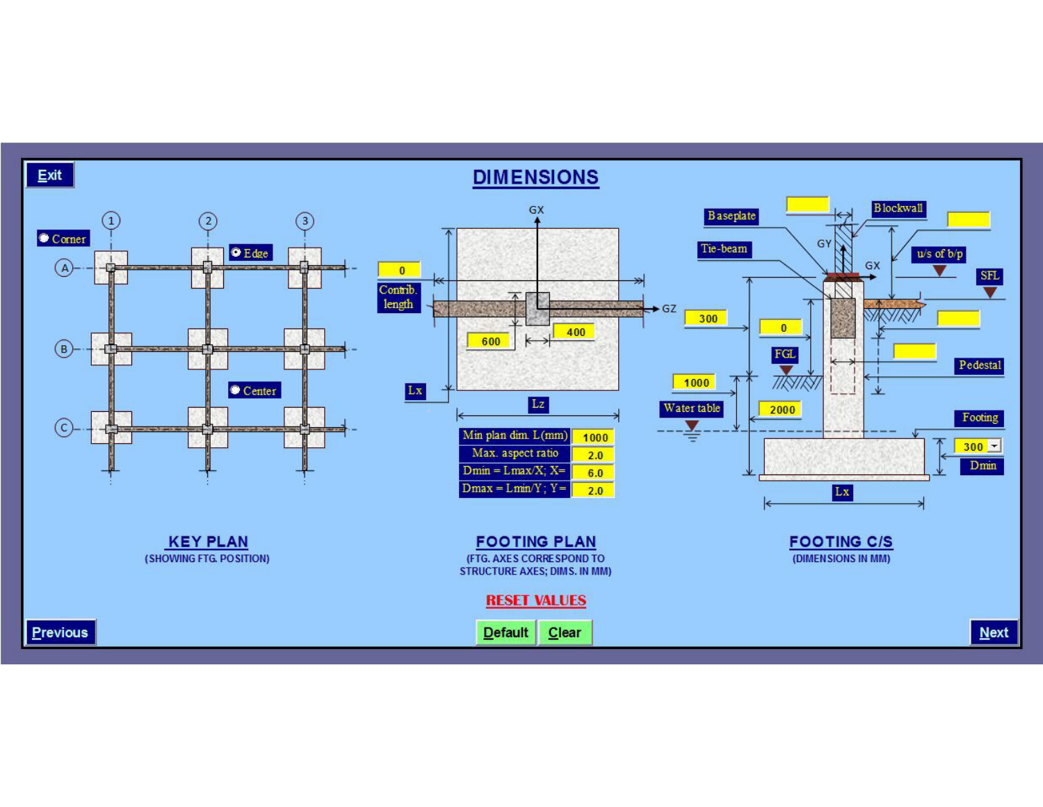# DIMENSIONS

Exit

Corner

Edge

Center

Contrib. length: 0

600

400

Lx

Lz

| | |
|---|---|
| Min plan dim. L(mm) | 1000 |
| Max. aspect ratio | 2.0 |
| Dmin = Lmax/X; X= | 6.0 |
| Dmax = Lmin/Y; Y= | 2.0 |

Baseplate

Blockwall

Tie-beam

u/s of b/p

SFL

300

0

FGL

Pedestal

1000

Water table

2000

Footing

300

Dmin

Lx

## KEY PLAN

(SHOWING FTG. POSITION)

## FOOTING PLAN

(FTG. AXES CORRESPOND TO STRUCTURE AXES; DIMS. IN MM)

## FOOTING C/S

(DIMENSIONS IN MM)

RESET VALUES

Previous

Default

Clear

Next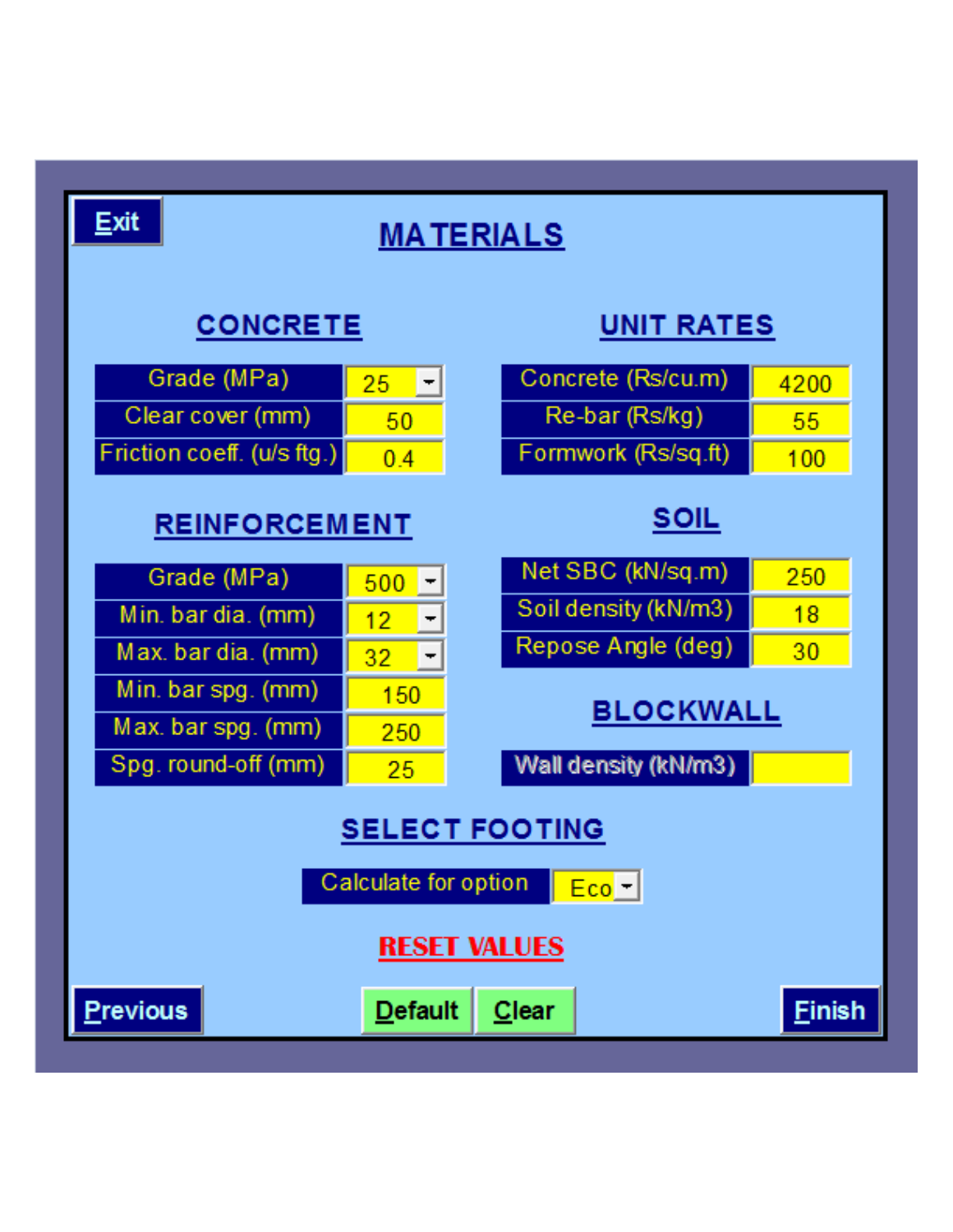Exit

# MATERIALS

## CONCRETE

| | |
|---|---|
| Grade (MPa) | 25 |
| Clear cover (mm) | 50 |
| Friction coeff. (u/s ftg.) | 0.4 |

## UNIT RATES

| | |
|---|---|
| Concrete (Rs/cu.m) | 4200 |
| Re-bar (Rs/kg) | 55 |
| Formwork (Rs/sq.ft) | 100 |

## REINFORCEMENT

| | |
|---|---|
| Grade (MPa) | 500 |
| Min. bar dia. (mm) | 12 |
| Max. bar dia. (mm) | 32 |
| Min. bar spg. (mm) | 150 |
| Max. bar spg. (mm) | 250 |
| Spg. round-off (mm) | 25 |

## SOIL

| | |
|---|---|
| Net SBC (kN/sq.m) | 250 |
| Soil density (kN/m3) | 18 |
| Repose Angle (deg) | 30 |

## BLOCKWALL

| | |
|---|---|
| Wall density (kN/m3) | |

## SELECT FOOTING

| | |
|---|---|
| Calculate for option | Eco |

## RESET VALUES

Previous Default Clear Finish